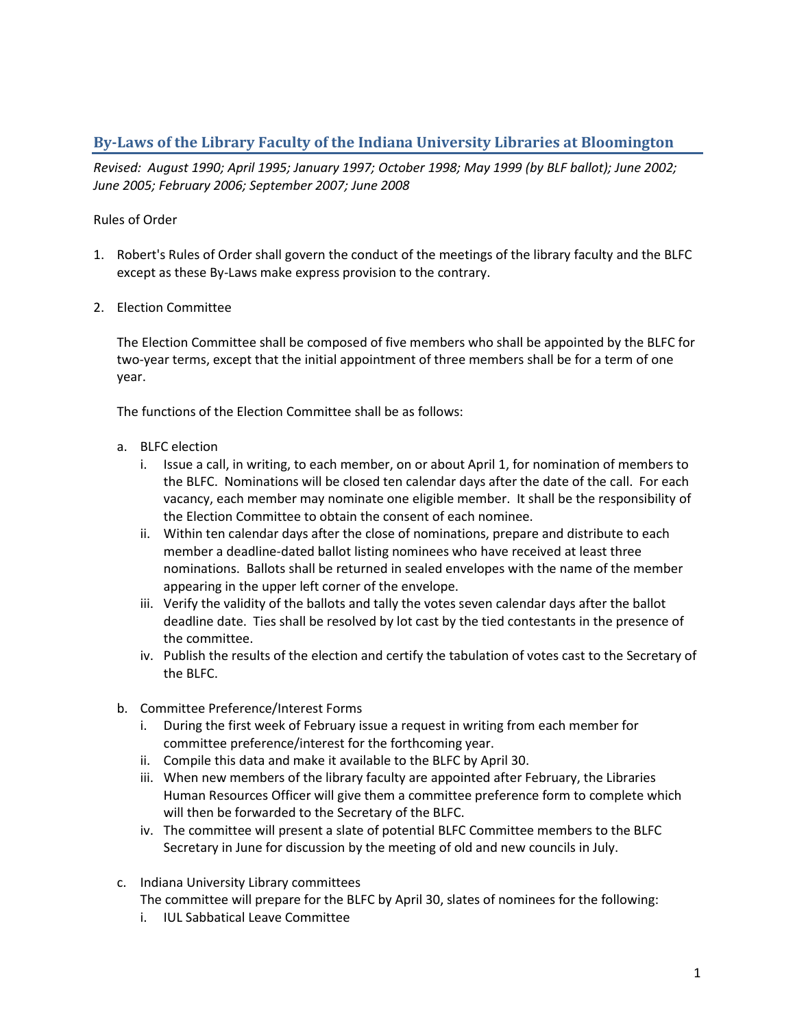## By-Laws of the Library Faculty of the Indiana University Libraries at Bloomington

*Revised: August 1990; April 1995; January 1997; October 1998; May 1999 (by BLF ballot); June 2002; June 2005; February 2006; September 2007; June 2008*

Rules of Order

1. Robert's Rules of Order shall govern the conduct of the meetings of the library faculty and the BLFC except as these By-Laws make express provision to the contrary.

2. Election Committee

   The Election Committee shall be composed of five members who shall be appointed by the BLFC for two-year terms, except that the initial appointment of three members shall be for a term of one year.

   The functions of the Election Committee shall be as follows:

   a. BLFC election
      i. Issue a call, in writing, to each member, on or about April 1, for nomination of members to the BLFC. Nominations will be closed ten calendar days after the date of the call. For each vacancy, each member may nominate one eligible member. It shall be the responsibility of the Election Committee to obtain the consent of each nominee.
      ii. Within ten calendar days after the close of nominations, prepare and distribute to each member a deadline-dated ballot listing nominees who have received at least three nominations. Ballots shall be returned in sealed envelopes with the name of the member appearing in the upper left corner of the envelope.
      iii. Verify the validity of the ballots and tally the votes seven calendar days after the ballot deadline date. Ties shall be resolved by lot cast by the tied contestants in the presence of the committee.
      iv. Publish the results of the election and certify the tabulation of votes cast to the Secretary of the BLFC.

   b. Committee Preference/Interest Forms
      i. During the first week of February issue a request in writing from each member for committee preference/interest for the forthcoming year.
      ii. Compile this data and make it available to the BLFC by April 30.
      iii. When new members of the library faculty are appointed after February, the Libraries Human Resources Officer will give them a committee preference form to complete which will then be forwarded to the Secretary of the BLFC.
      iv. The committee will present a slate of potential BLFC Committee members to the BLFC Secretary in June for discussion by the meeting of old and new councils in July.

   c. Indiana University Library committees
      The committee will prepare for the BLFC by April 30, slates of nominees for the following:
      i. IUL Sabbatical Leave Committee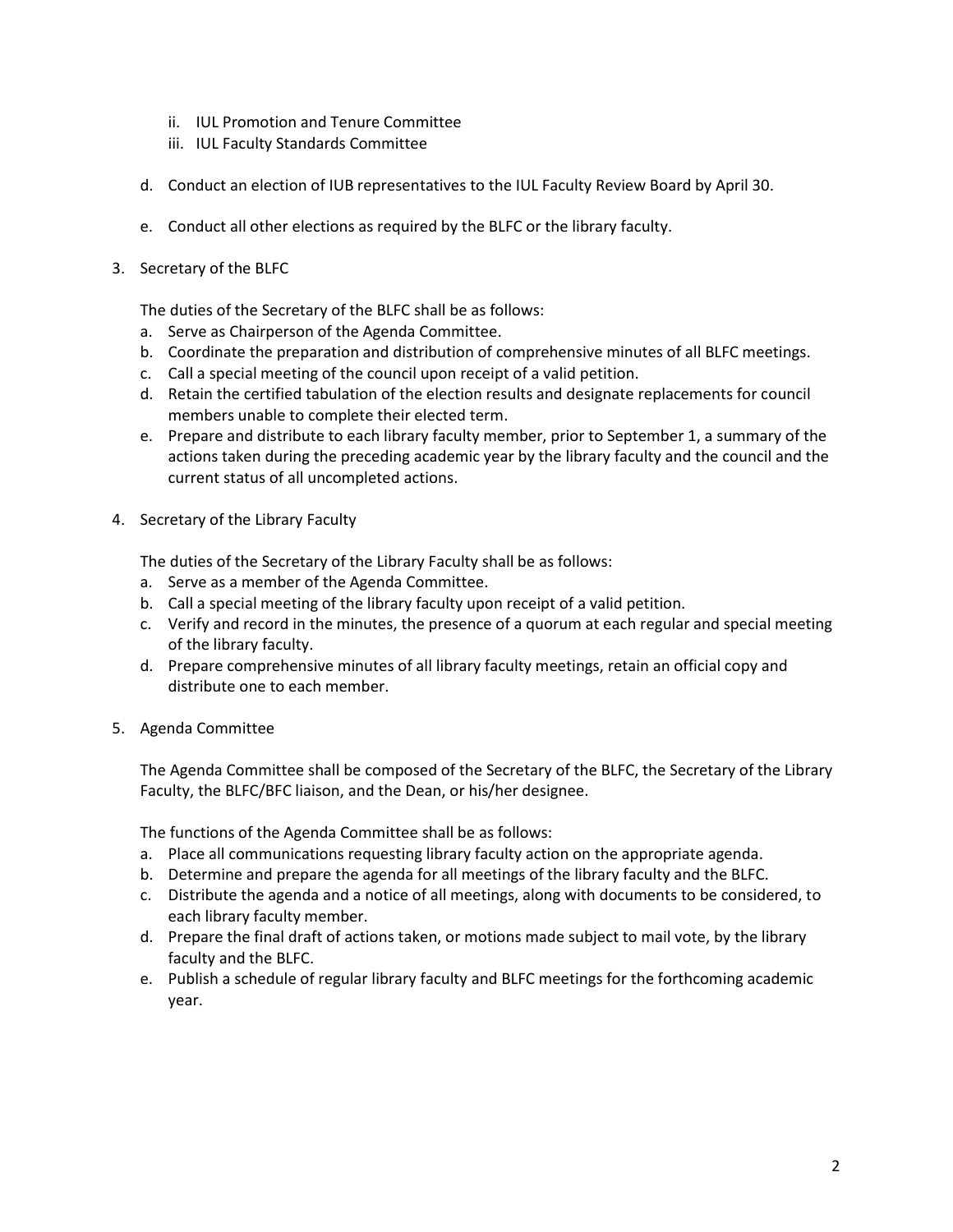ii. IUL Promotion and Tenure Committee
iii. IUL Faculty Standards Committee

d. Conduct an election of IUB representatives to the IUL Faculty Review Board by April 30.

e. Conduct all other elections as required by the BLFC or the library faculty.

3. Secretary of the BLFC

The duties of the Secretary of the BLFC shall be as follows:

a. Serve as Chairperson of the Agenda Committee.
b. Coordinate the preparation and distribution of comprehensive minutes of all BLFC meetings.
c. Call a special meeting of the council upon receipt of a valid petition.
d. Retain the certified tabulation of the election results and designate replacements for council members unable to complete their elected term.
e. Prepare and distribute to each library faculty member, prior to September 1, a summary of the actions taken during the preceding academic year by the library faculty and the council and the current status of all uncompleted actions.

4. Secretary of the Library Faculty

The duties of the Secretary of the Library Faculty shall be as follows:

a. Serve as a member of the Agenda Committee.
b. Call a special meeting of the library faculty upon receipt of a valid petition.
c. Verify and record in the minutes, the presence of a quorum at each regular and special meeting of the library faculty.
d. Prepare comprehensive minutes of all library faculty meetings, retain an official copy and distribute one to each member.

5. Agenda Committee

The Agenda Committee shall be composed of the Secretary of the BLFC, the Secretary of the Library Faculty, the BLFC/BFC liaison, and the Dean, or his/her designee.

The functions of the Agenda Committee shall be as follows:

a. Place all communications requesting library faculty action on the appropriate agenda.
b. Determine and prepare the agenda for all meetings of the library faculty and the BLFC.
c. Distribute the agenda and a notice of all meetings, along with documents to be considered, to each library faculty member.
d. Prepare the final draft of actions taken, or motions made subject to mail vote, by the library faculty and the BLFC.
e. Publish a schedule of regular library faculty and BLFC meetings for the forthcoming academic year.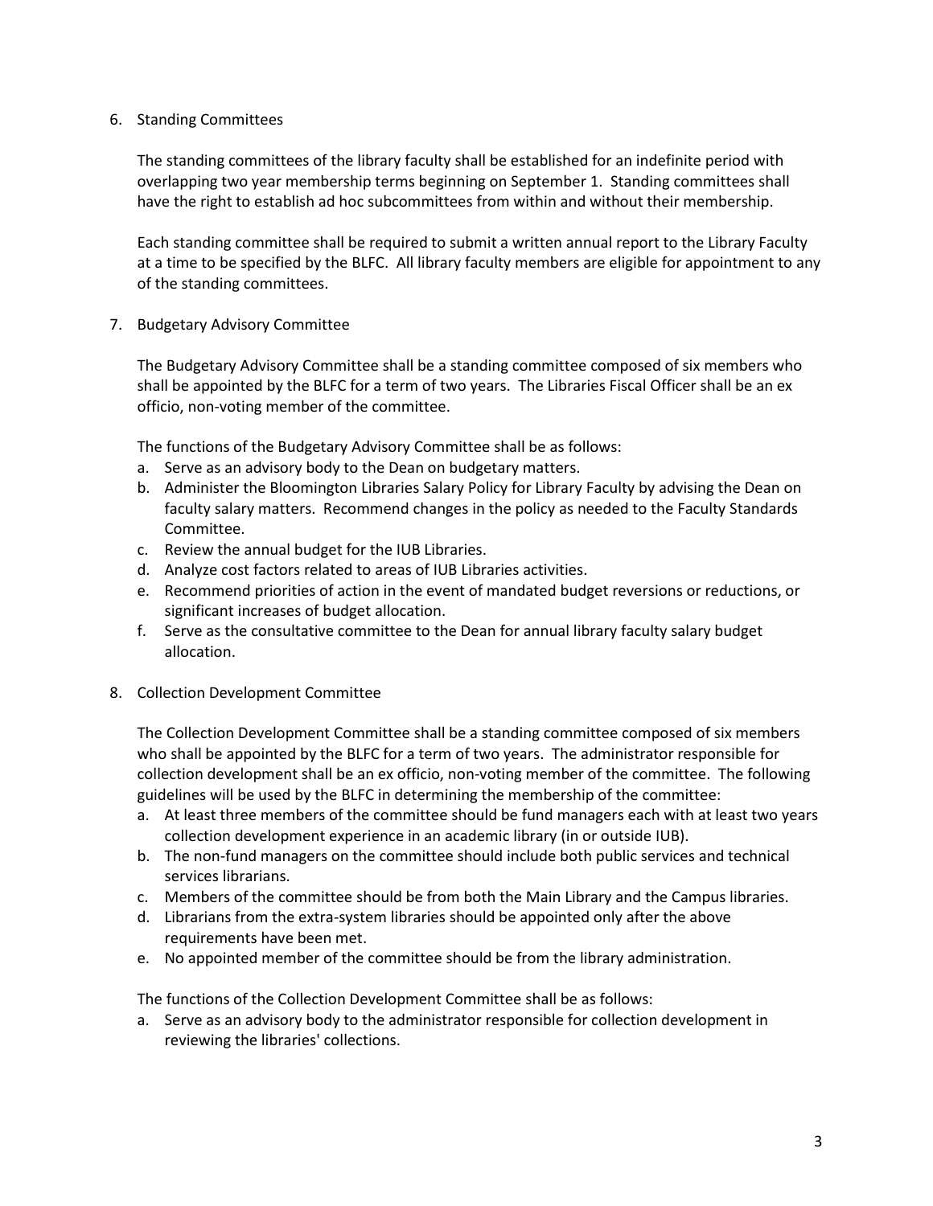6. Standing Committees

   The standing committees of the library faculty shall be established for an indefinite period with overlapping two year membership terms beginning on September 1. Standing committees shall have the right to establish ad hoc subcommittees from within and without their membership.

   Each standing committee shall be required to submit a written annual report to the Library Faculty at a time to be specified by the BLFC. All library faculty members are eligible for appointment to any of the standing committees.

7. Budgetary Advisory Committee

   The Budgetary Advisory Committee shall be a standing committee composed of six members who shall be appointed by the BLFC for a term of two years. The Libraries Fiscal Officer shall be an ex officio, non-voting member of the committee.

   The functions of the Budgetary Advisory Committee shall be as follows:

   a. Serve as an advisory body to the Dean on budgetary matters.
   b. Administer the Bloomington Libraries Salary Policy for Library Faculty by advising the Dean on faculty salary matters. Recommend changes in the policy as needed to the Faculty Standards Committee.
   c. Review the annual budget for the IUB Libraries.
   d. Analyze cost factors related to areas of IUB Libraries activities.
   e. Recommend priorities of action in the event of mandated budget reversions or reductions, or significant increases of budget allocation.
   f. Serve as the consultative committee to the Dean for annual library faculty salary budget allocation.

8. Collection Development Committee

   The Collection Development Committee shall be a standing committee composed of six members who shall be appointed by the BLFC for a term of two years. The administrator responsible for collection development shall be an ex officio, non-voting member of the committee. The following guidelines will be used by the BLFC in determining the membership of the committee:

   a. At least three members of the committee should be fund managers each with at least two years collection development experience in an academic library (in or outside IUB).
   b. The non-fund managers on the committee should include both public services and technical services librarians.
   c. Members of the committee should be from both the Main Library and the Campus libraries.
   d. Librarians from the extra-system libraries should be appointed only after the above requirements have been met.
   e. No appointed member of the committee should be from the library administration.

   The functions of the Collection Development Committee shall be as follows:

   a. Serve as an advisory body to the administrator responsible for collection development in reviewing the libraries' collections.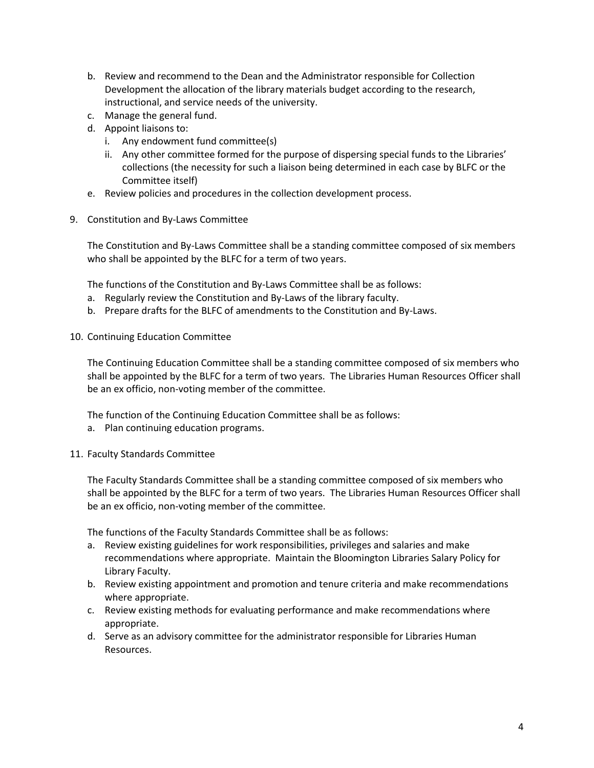b. Review and recommend to the Dean and the Administrator responsible for Collection Development the allocation of the library materials budget according to the research, instructional, and service needs of the university.
c. Manage the general fund.
d. Appoint liaisons to:
   i. Any endowment fund committee(s)
   ii. Any other committee formed for the purpose of dispersing special funds to the Libraries' collections (the necessity for such a liaison being determined in each case by BLFC or the Committee itself)
e. Review policies and procedures in the collection development process.

9. Constitution and By-Laws Committee

   The Constitution and By-Laws Committee shall be a standing committee composed of six members who shall be appointed by the BLFC for a term of two years.

   The functions of the Constitution and By-Laws Committee shall be as follows:
   a. Regularly review the Constitution and By-Laws of the library faculty.
   b. Prepare drafts for the BLFC of amendments to the Constitution and By-Laws.

10. Continuing Education Committee

    The Continuing Education Committee shall be a standing committee composed of six members who shall be appointed by the BLFC for a term of two years. The Libraries Human Resources Officer shall be an ex officio, non-voting member of the committee.

    The function of the Continuing Education Committee shall be as follows:
    a. Plan continuing education programs.

11. Faculty Standards Committee

    The Faculty Standards Committee shall be a standing committee composed of six members who shall be appointed by the BLFC for a term of two years. The Libraries Human Resources Officer shall be an ex officio, non-voting member of the committee.

    The functions of the Faculty Standards Committee shall be as follows:
    a. Review existing guidelines for work responsibilities, privileges and salaries and make recommendations where appropriate. Maintain the Bloomington Libraries Salary Policy for Library Faculty.
    b. Review existing appointment and promotion and tenure criteria and make recommendations where appropriate.
    c. Review existing methods for evaluating performance and make recommendations where appropriate.
    d. Serve as an advisory committee for the administrator responsible for Libraries Human Resources.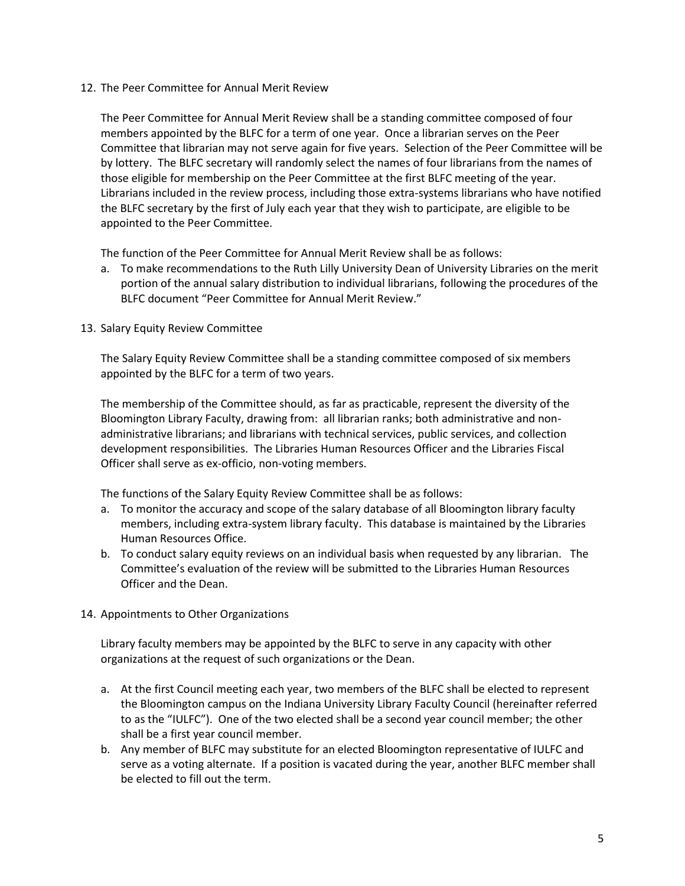12. The Peer Committee for Annual Merit Review

    The Peer Committee for Annual Merit Review shall be a standing committee composed of four members appointed by the BLFC for a term of one year. Once a librarian serves on the Peer Committee that librarian may not serve again for five years. Selection of the Peer Committee will be by lottery. The BLFC secretary will randomly select the names of four librarians from the names of those eligible for membership on the Peer Committee at the first BLFC meeting of the year. Librarians included in the review process, including those extra-systems librarians who have notified the BLFC secretary by the first of July each year that they wish to participate, are eligible to be appointed to the Peer Committee.

    The function of the Peer Committee for Annual Merit Review shall be as follows:

    a. To make recommendations to the Ruth Lilly University Dean of University Libraries on the merit portion of the annual salary distribution to individual librarians, following the procedures of the BLFC document "Peer Committee for Annual Merit Review."

13. Salary Equity Review Committee

    The Salary Equity Review Committee shall be a standing committee composed of six members appointed by the BLFC for a term of two years.

    The membership of the Committee should, as far as practicable, represent the diversity of the Bloomington Library Faculty, drawing from: all librarian ranks; both administrative and non-administrative librarians; and librarians with technical services, public services, and collection development responsibilities. The Libraries Human Resources Officer and the Libraries Fiscal Officer shall serve as ex-officio, non-voting members.

    The functions of the Salary Equity Review Committee shall be as follows:

    a. To monitor the accuracy and scope of the salary database of all Bloomington library faculty members, including extra-system library faculty. This database is maintained by the Libraries Human Resources Office.
    b. To conduct salary equity reviews on an individual basis when requested by any librarian. The Committee's evaluation of the review will be submitted to the Libraries Human Resources Officer and the Dean.

14. Appointments to Other Organizations

    Library faculty members may be appointed by the BLFC to serve in any capacity with other organizations at the request of such organizations or the Dean.

    a. At the first Council meeting each year, two members of the BLFC shall be elected to represent the Bloomington campus on the Indiana University Library Faculty Council (hereinafter referred to as the "IULFC"). One of the two elected shall be a second year council member; the other shall be a first year council member.
    b. Any member of BLFC may substitute for an elected Bloomington representative of IULFC and serve as a voting alternate. If a position is vacated during the year, another BLFC member shall be elected to fill out the term.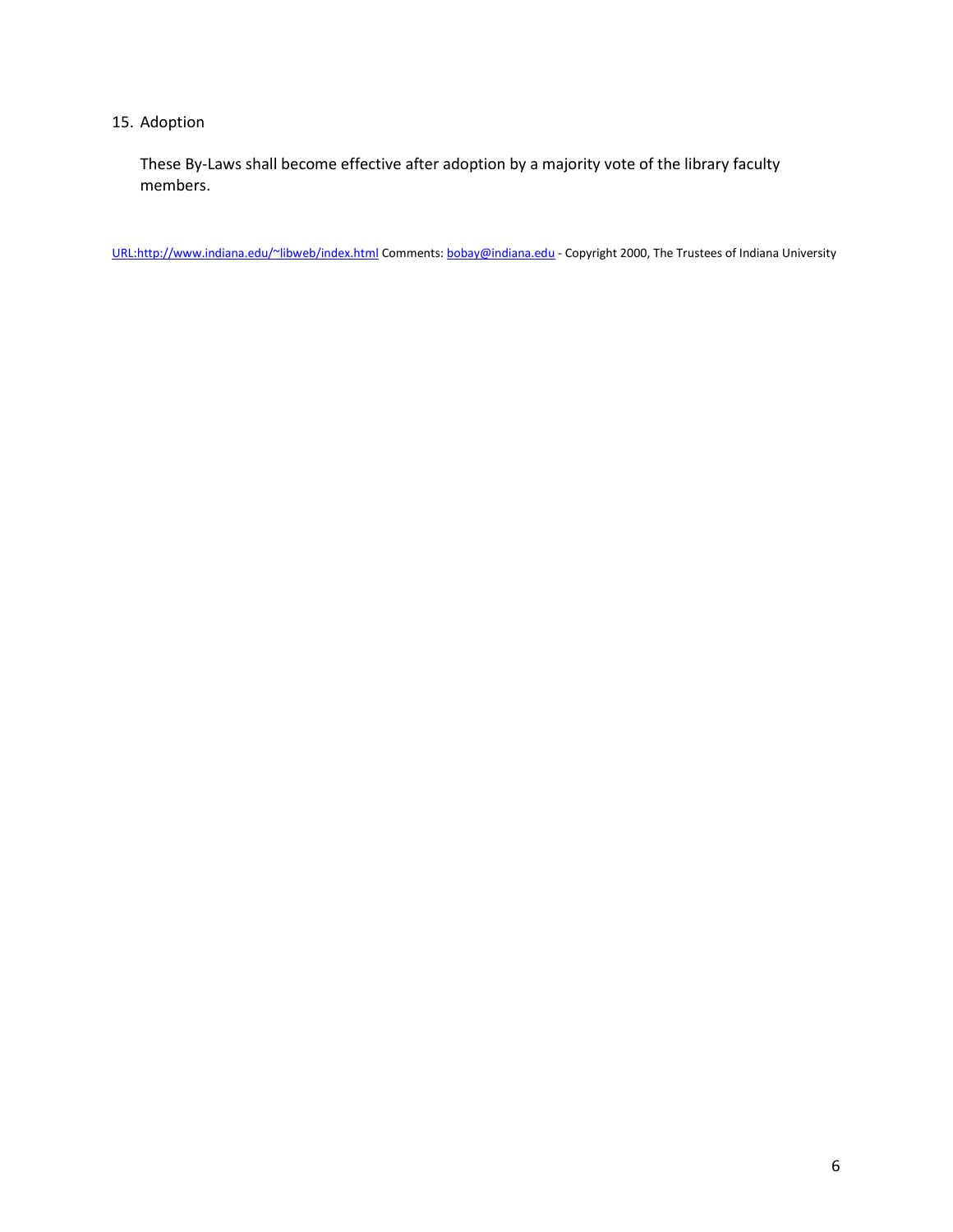15. Adoption

    These By-Laws shall become effective after adoption by a majority vote of the library faculty members.

URL:http://www.indiana.edu/~libweb/index.html Comments: bobay@indiana.edu - Copyright 2000, The Trustees of Indiana University